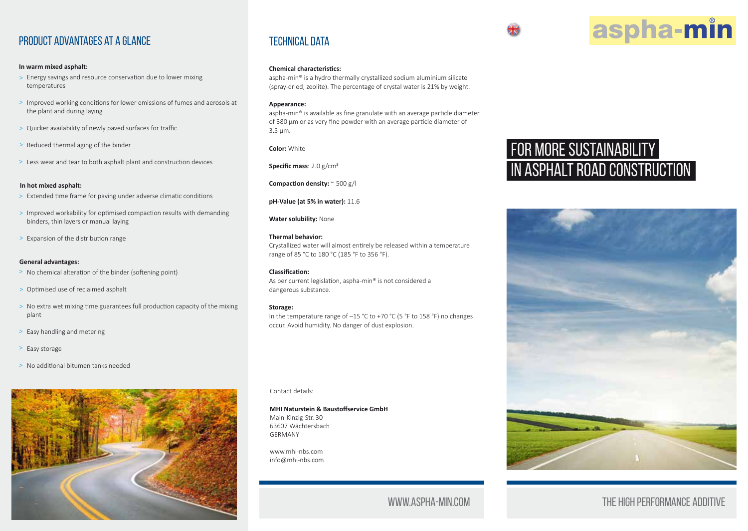## PRODUCT ADVANTAGES AT A GLANCE

**In warm mixed asphalt:**

- Energy savings and resource conservation due to lower mixing temperatures
- Improved working conditions for lower emissions of fumes and aerosols at the plant and during laying
- Quicker availability of newly paved surfaces for traffic
- Reduced thermal aging of the binder
- Less wear and tear to both asphalt plant and construction devices

**In hot mixed asphalt:**

- Extended time frame for paving under adverse climatic conditions
- Improved workability for optimised compaction results with demanding binders, thin layers or manual laying
- Expansion of the distribution range

**General advantages:**

- No chemical alteration of the binder (softening point)
- Optimised use of reclaimed asphalt
- No extra wet mixing time guarantees full production capacity of the mixing plant
- Easy handling and metering
- Easy storage
- No additional bitumen tanks needed

## TECHNICAL DATA

**Chemical characteristics:**
aspha-min® is a hydro thermally crystallized sodium aluminium silicate (spray-dried; zeolite). The percentage of crystal water is 21% by weight.

**Appearance:**
aspha-min® is available as fine granulate with an average particle diameter of 380 µm or as very fine powder with an average particle diameter of 3.5 µm.

**Color:** White

**Specific mass**: 2.0 g/cm³

**Compaction density:** ~ 500 g/l

**pH-Value (at 5% in water):** 11.6

**Water solubility:** None

**Thermal behavior:**
Crystallized water will almost entirely be released within a temperature range of 85 °C to 180 °C (185 °F to 356 °F).

**Classification:**
As per current legislation, aspha-min® is not considered a dangerous substance.

**Storage:**
In the temperature range of –15 °C to +70 °C (5 °F to 158 °F) no changes occur. Avoid humidity. No danger of dust explosion.

Contact details:

**MHI Naturstein & Baustoffservice GmbH**
Main-Kinzig-Str. 30
63607 Wächtersbach
GERMANY

www.mhi-nbs.com
info@mhi-nbs.com

WWW.ASPHA-MIN.COM

# aspha-min®

## FOR MORE SUSTAINABILITY IN ASPHALT ROAD CONSTRUCTION

THE HIGH PERFORMANCE ADDITIVE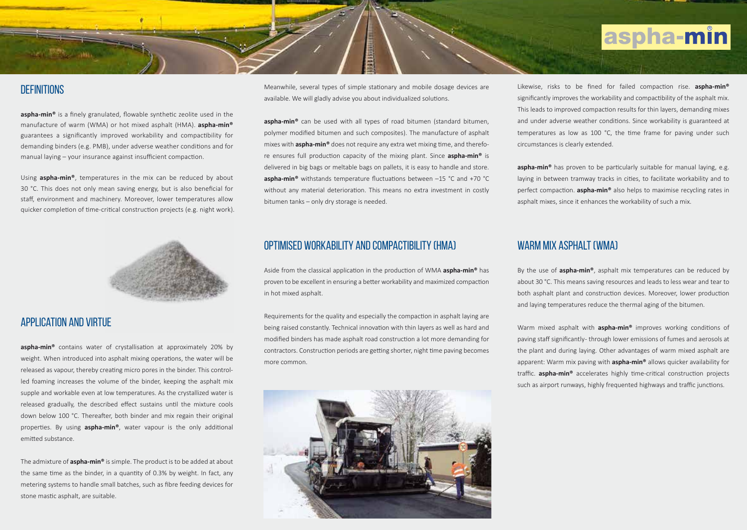aspha-min®

## DEFINITIONS

**aspha-min®** is a finely granulated, flowable synthetic zeolite used in the manufacture of warm (WMA) or hot mixed asphalt (HMA). **aspha-min®** guarantees a significantly improved workability and compactibility for demanding binders (e.g. PMB), under adverse weather conditions and for manual laying – your insurance against insufficient compaction.

Using **aspha-min®**, temperatures in the mix can be reduced by about 30 °C. This does not only mean saving energy, but is also beneficial for staff, environment and machinery. Moreover, lower temperatures allow quicker completion of time-critical construction projects (e.g. night work).

## APPLICATION AND VIRTUE

**aspha-min®** contains water of crystallisation at approximately 20% by weight. When introduced into asphalt mixing operations, the water will be released as vapour, thereby creating micro pores in the binder. This controlled foaming increases the volume of the binder, keeping the asphalt mix supple and workable even at low temperatures. As the crystallized water is released gradually, the described effect sustains until the mixture cools down below 100 °C. Thereafter, both binder and mix regain their original properties. By using **aspha-min®**, water vapour is the only additional emitted substance.

The admixture of **aspha-min®** is simple. The product is to be added at about the same time as the binder, in a quantity of 0.3% by weight. In fact, any metering systems to handle small batches, such as fibre feeding devices for stone mastic asphalt, are suitable.

Meanwhile, several types of simple stationary and mobile dosage devices are available. We will gladly advise you about individualized solutions.

**aspha-min®** can be used with all types of road bitumen (standard bitumen, polymer modified bitumen and such composites). The manufacture of asphalt mixes with **aspha-min®** does not require any extra wet mixing time, and therefore ensures full production capacity of the mixing plant. Since **aspha-min®** is delivered in big bags or meltable bags on pallets, it is easy to handle and store. **aspha-min®** withstands temperature fluctuations between –15 °C and +70 °C without any material deterioration. This means no extra investment in costly bitumen tanks – only dry storage is needed.

## OPTIMISED WORKABILITY AND COMPACTIBILITY (HMA)

Aside from the classical application in the production of WMA **aspha-min®** has proven to be excellent in ensuring a better workability and maximized compaction in hot mixed asphalt.

Requirements for the quality and especially the compaction in asphalt laying are being raised constantly. Technical innovation with thin layers as well as hard and modified binders has made asphalt road construction a lot more demanding for contractors. Construction periods are getting shorter, night time paving becomes more common.

Likewise, risks to be fined for failed compaction rise. **aspha-min®** significantly improves the workability and compactibility of the asphalt mix. This leads to improved compaction results for thin layers, demanding mixes and under adverse weather conditions. Since workability is guaranteed at temperatures as low as 100 °C, the time frame for paving under such circumstances is clearly extended.

**aspha-min®** has proven to be particularly suitable for manual laying, e.g. laying in between tramway tracks in cities, to facilitate workability and to perfect compaction. **aspha-min®** also helps to maximise recycling rates in asphalt mixes, since it enhances the workability of such a mix.

## WARM MIX ASPHALT (WMA)

By the use of **aspha-min®**, asphalt mix temperatures can be reduced by about 30 °C. This means saving resources and leads to less wear and tear to both asphalt plant and construction devices. Moreover, lower production and laying temperatures reduce the thermal aging of the bitumen.

Warm mixed asphalt with **aspha-min®** improves working conditions of paving staff significantly- through lower emissions of fumes and aerosols at the plant and during laying. Other advantages of warm mixed asphalt are apparent: Warm mix paving with **aspha-min®** allows quicker availability for traffic. **aspha-min®** accelerates highly time-critical construction projects such as airport runways, highly frequented highways and traffic junctions.